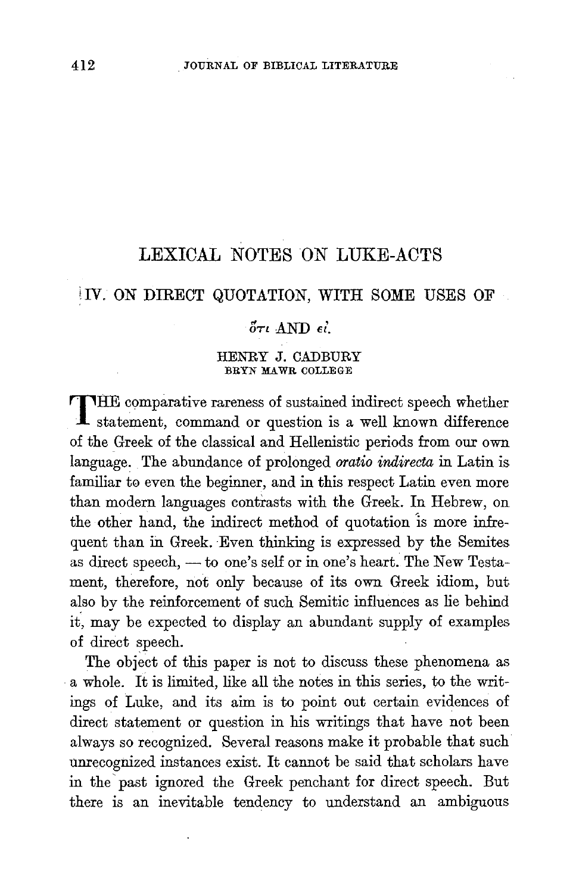# LEXICAL NOTES ON LUKE-ACTS

## IV. ON DIRECT QUOTATION, WITH SOME USES OF ὅτι AND εἰ.

HENRY J. CADBURY
BRYN MAWR COLLEGE

THE comparative rareness of sustained indirect speech whether statement, command or question is a well known difference of the Greek of the classical and Hellenistic periods from our own language. The abundance of prolonged *oratio indirecta* in Latin is familiar to even the beginner, and in this respect Latin even more than modern languages contrasts with the Greek. In Hebrew, on the other hand, the indirect method of quotation is more infrequent than in Greek. Even thinking is expressed by the Semites as direct speech, — to one's self or in one's heart. The New Testament, therefore, not only because of its own Greek idiom, but also by the reinforcement of such Semitic influences as lie behind it, may be expected to display an abundant supply of examples of direct speech.

The object of this paper is not to discuss these phenomena as a whole. It is limited, like all the notes in this series, to the writings of Luke, and its aim is to point out certain evidences of direct statement or question in his writings that have not been always so recognized. Several reasons make it probable that such unrecognized instances exist. It cannot be said that scholars have in the past ignored the Greek penchant for direct speech. But there is an inevitable tendency to understand an ambiguous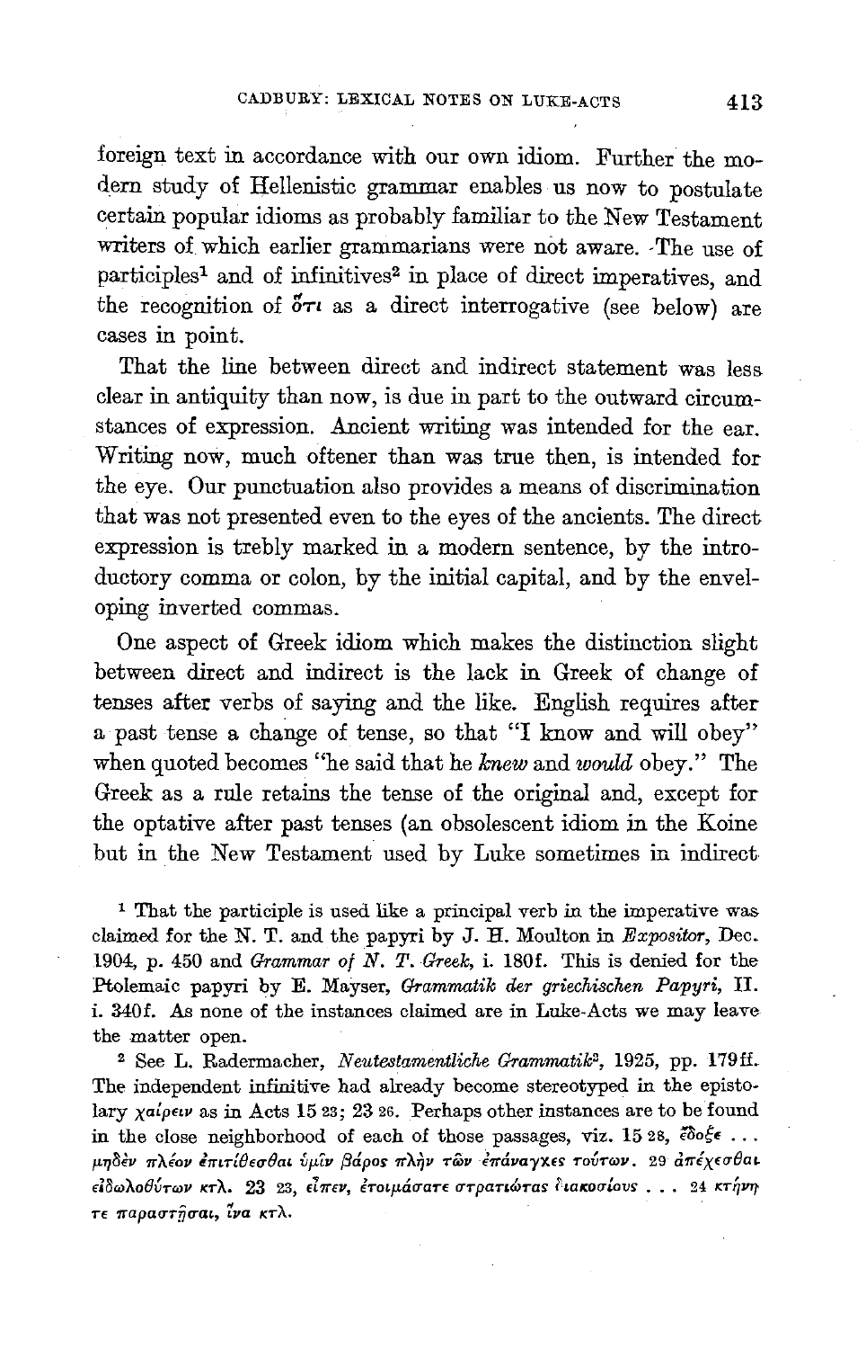foreign text in accordance with our own idiom. Further the modern study of Hellenistic grammar enables us now to postulate certain popular idioms as probably familiar to the New Testament writers of which earlier grammarians were not aware. The use of participles[1] and of infinitives[2] in place of direct imperatives, and the recognition of ὅτι as a direct interrogative (see below) are cases in point.

That the line between direct and indirect statement was less clear in antiquity than now, is due in part to the outward circumstances of expression. Ancient writing was intended for the ear. Writing now, much oftener than was true then, is intended for the eye. Our punctuation also provides a means of discrimination that was not presented even to the eyes of the ancients. The direct expression is trebly marked in a modern sentence, by the introductory comma or colon, by the initial capital, and by the enveloping inverted commas.

One aspect of Greek idiom which makes the distinction slight between direct and indirect is the lack in Greek of change of tenses after verbs of saying and the like. English requires after a past tense a change of tense, so that "I know and will obey" when quoted becomes "he said that he *knew* and *would* obey." The Greek as a rule retains the tense of the original and, except for the optative after past tenses (an obsolescent idiom in the Koine but in the New Testament used by Luke sometimes in indirect

[1] That the participle is used like a principal verb in the imperative was claimed for the N. T. and the papyri by J. H. Moulton in *Expositor*, Dec. 1904, p. 450 and *Grammar of N. T. Greek*, i. 180f. This is denied for the Ptolemaic papyri by E. Mayser, *Grammatik der griechischen Papyri*, II. i. 340f. As none of the instances claimed are in Luke-Acts we may leave the matter open.

[2] See L. Radermacher, *Neutestamentliche Grammatik*[2], 1925, pp. 179ff. The independent infinitive had already become stereotyped in the epistolary χαίρειν as in Acts 15 23; 23 26. Perhaps other instances are to be found in the close neighborhood of each of those passages, viz. 15 28, ἔδοξε . . . μηδὲν πλέον ἐπιτίθεσθαι ὑμῖν βάρος πλὴν τῶν ἐπάναγκες τούτων. 29 ἀπέχεσθαι εἰδωλοθύτων κτλ. 23 23, εἶπεν, ἑτοιμάσατε στρατιώτας διακοσίους . . . 24 κτήνη τε παραστῆσαι, ἵνα κτλ.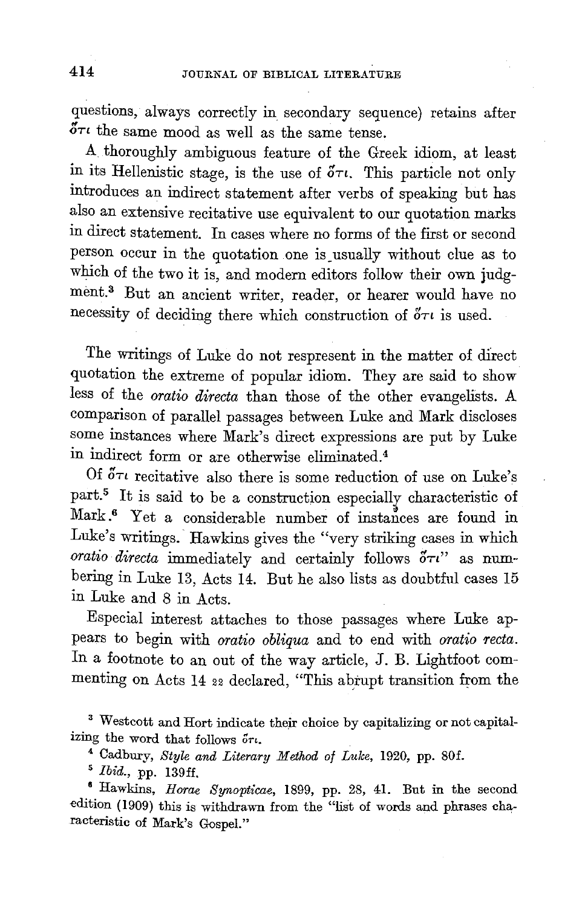questions, always correctly in secondary sequence) retains after ὅτι the same mood as well as the same tense.

A thoroughly ambiguous feature of the Greek idiom, at least in its Hellenistic stage, is the use of ὅτι. This particle not only introduces an indirect statement after verbs of speaking but has also an extensive recitative use equivalent to our quotation marks in direct statement. In cases where no forms of the first or second person occur in the quotation one is usually without clue as to which of the two it is, and modern editors follow their own judgment.[3] But an ancient writer, reader, or hearer would have no necessity of deciding there which construction of ὅτι is used.

The writings of Luke do not respresent in the matter of direct quotation the extreme of popular idiom. They are said to show less of the *oratio directa* than those of the other evangelists. A comparison of parallel passages between Luke and Mark discloses some instances where Mark's direct expressions are put by Luke in indirect form or are otherwise eliminated.[4]

Of ὅτι recitative also there is some reduction of use on Luke's part.[5] It is said to be a construction especially characteristic of Mark.[6] Yet a considerable number of instances are found in Luke's writings. Hawkins gives the "very striking cases in which *oratio directa* immediately and certainly follows ὅτι" as numbering in Luke 13, Acts 14. But he also lists as doubtful cases 15 in Luke and 8 in Acts.

Especial interest attaches to those passages where Luke appears to begin with *oratio obliqua* and to end with *oratio recta*. In a footnote to an out of the way article, J. B. Lightfoot commenting on Acts 14 22 declared, "This abrupt transition from the

[3] Westcott and Hort indicate their choice by capitalizing or not capitalizing the word that follows ὅτι.

[4] Cadbury, *Style and Literary Method of Luke*, 1920, pp. 80f.

[5] *Ibid.*, pp. 139ff.

[6] Hawkins, *Horae Synopticae*, 1899, pp. 28, 41. But in the second edition (1909) this is withdrawn from the "list of words and phrases characteristic of Mark's Gospel."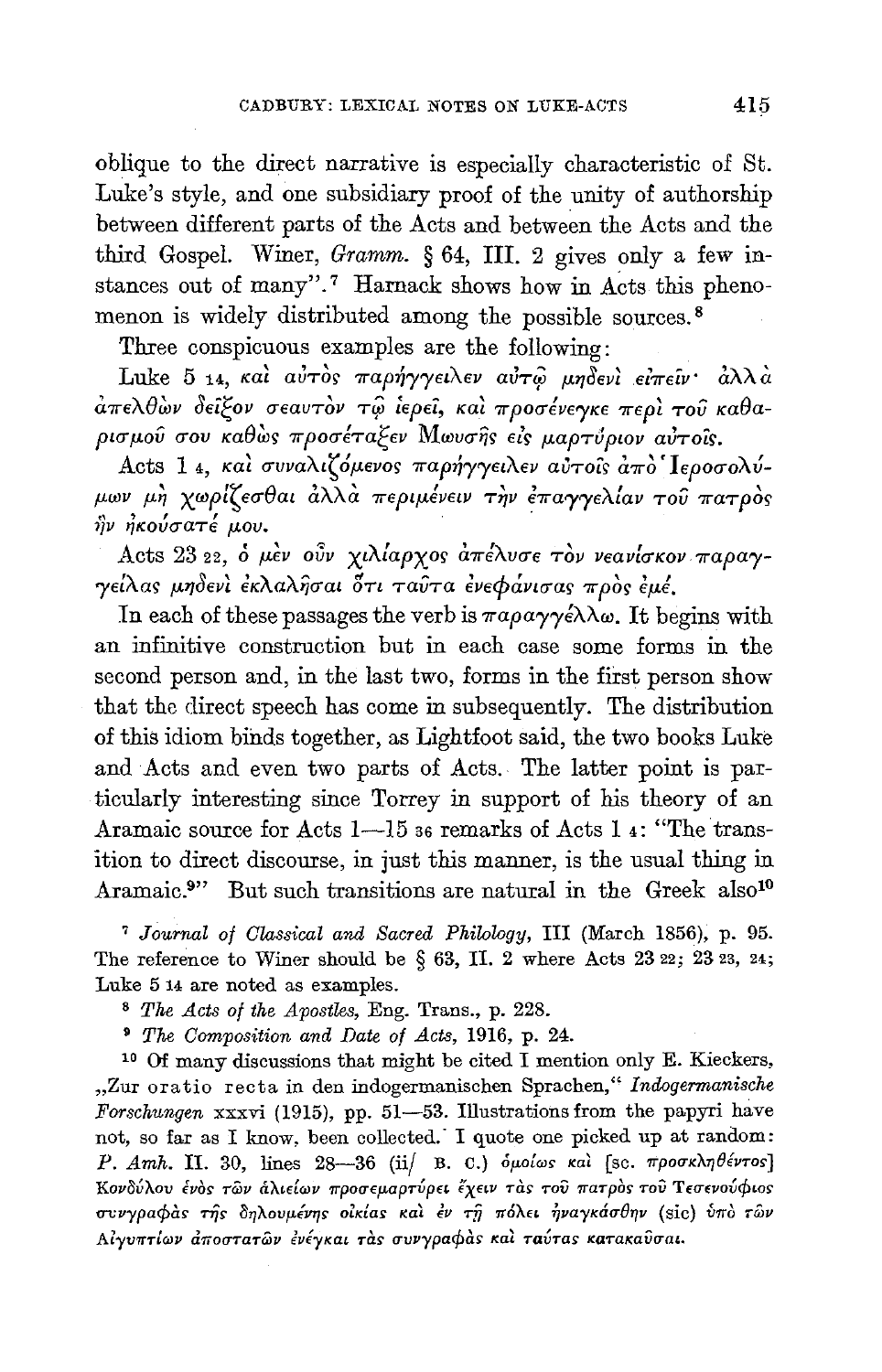oblique to the direct narrative is especially characteristic of St. Luke's style, and one subsidiary proof of the unity of authorship between different parts of the Acts and between the Acts and the third Gospel. Winer, *Gramm.* § 64, III. 2 gives only a few instances out of many".[7] Harnack shows how in Acts this phenomenon is widely distributed among the possible sources.[8]

Three conspicuous examples are the following:

Luke 5 14, καὶ αὐτὸς παρήγγειλεν αὐτῷ μηδενὶ εἰπεῖν· ἀλλὰ ἀπελθὼν δεῖξον σεαυτὸν τῷ ἱερεῖ, καὶ προσένεγκε περὶ τοῦ καθαρισμοῦ σου καθὼς προσέταξεν Μωυσῆς εἰς μαρτύριον αὐτοῖς.

Acts 1 4, καὶ συναλιζόμενος παρήγγειλεν αὐτοῖς ἀπὸ Ἱεροσολύμων μὴ χωρίζεσθαι ἀλλὰ περιμένειν τὴν ἐπαγγελίαν τοῦ πατρὸς ἣν ἠκούσατέ μου.

Acts 23 22, ὁ μὲν οὖν χιλίαρχος ἀπέλυσε τὸν νεανίσκον παραγγείλας μηδενὶ ἐκλαλῆσαι ὅτι ταῦτα ἐνεφάνισας πρὸς ἐμέ.

In each of these passages the verb is παραγγέλλω. It begins with an infinitive construction but in each case some forms in the second person and, in the last two, forms in the first person show that the direct speech has come in subsequently. The distribution of this idiom binds together, as Lightfoot said, the two books Luke and Acts and even two parts of Acts. The latter point is particularly interesting since Torrey in support of his theory of an Aramaic source for Acts 1—15 36 remarks of Acts 1 4: "The transition to direct discourse, in just this manner, is the usual thing in Aramaic.[9]" But such transitions are natural in the Greek also[10]

[7] *Journal of Classical and Sacred Philology*, III (March 1856), p. 95. The reference to Winer should be § 63, II. 2 where Acts 23 22; 23 23, 24; Luke 5 14 are noted as examples.

[8] *The Acts of the Apostles*, Eng. Trans., p. 228.

[9] *The Composition and Date of Acts*, 1916, p. 24.

[10] Of many discussions that might be cited I mention only E. Kieckers, „Zur oratio recta in den indogermanischen Sprachen," *Indogermanische Forschungen* xxxvi (1915), pp. 51—53. Illustrations from the papyri have not, so far as I know, been collected. I quote one picked up at random: *P. Amh.* II. 30, lines 28—36 (ii/ B. C.) ὁμοίως καὶ [sc. προσκληθέντος] Κονδύλου ἑνὸς τῶν ἁλιείων προσεμαρτύρει ἔχειν τὰς τοῦ πατρὸς τοῦ Τεσενούφιος συγγραφὰς τῆς δηλουμένης οἰκίας καὶ ἐν τῇ πόλει ἠναγκάσθην (sic) ὑπὸ τῶν Αἰγυπτίων ἀποστατῶν ἐνέγκαι τὰς συγγραφὰς καὶ ταύτας κατακαῦσαι.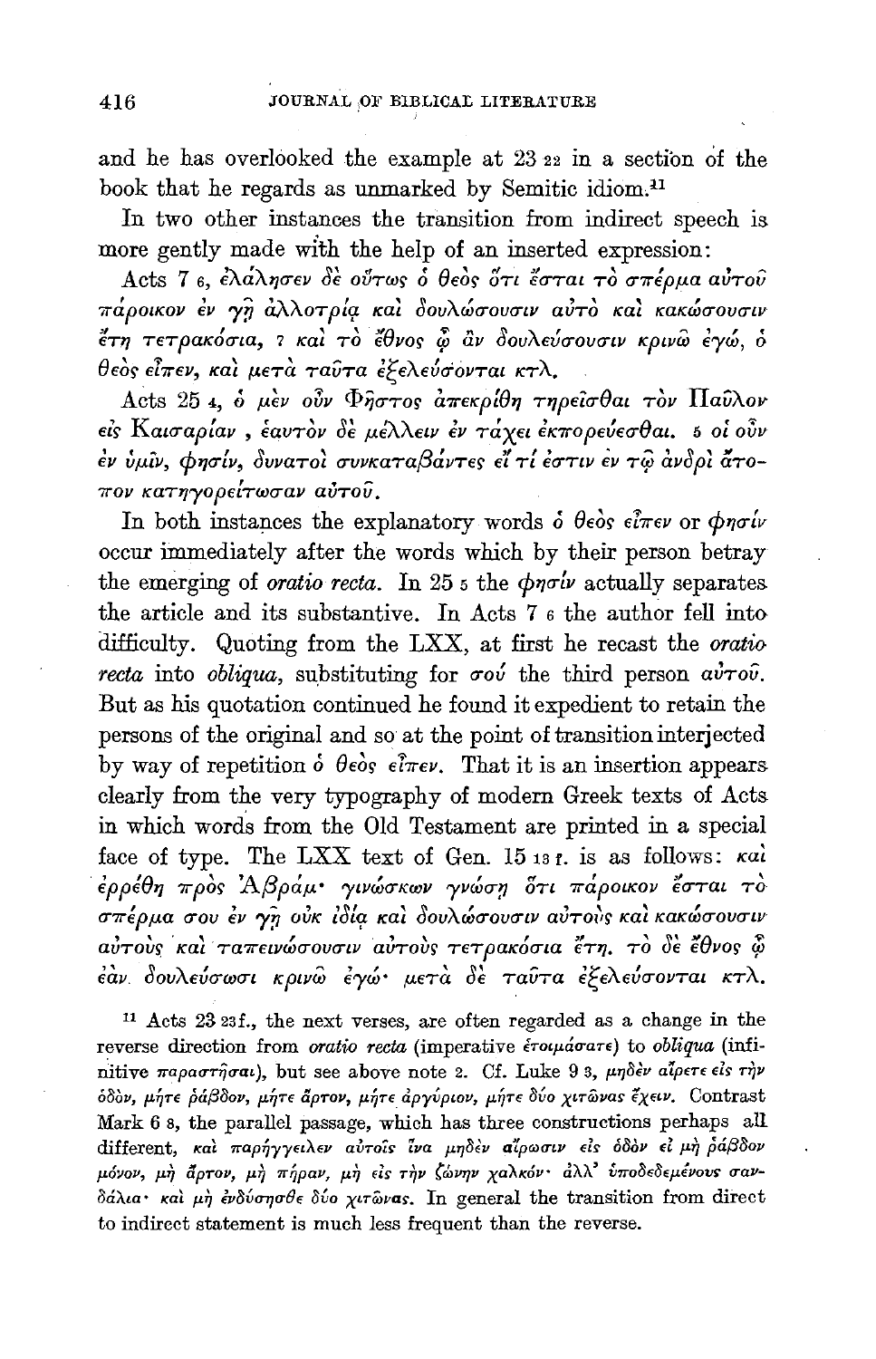and he has overlooked the example at 23 22 in a section of the book that he regards as unmarked by Semitic idiom.[11]

In two other instances the transition from indirect speech is more gently made with the help of an inserted expression:

Acts 7 6, ἐλάλησεν δὲ οὕτως ὁ θεὸς ὅτι ἔσται τὸ σπέρμα αὐτοῦ πάροικον ἐν γῇ ἀλλοτρίᾳ καὶ δουλώσουσιν αὐτὸ καὶ κακώσουσιν ἔτη τετρακόσια, 7 καὶ τὸ ἔθνος ᾧ ἂν δουλεύσουσιν κρινῶ ἐγώ, ὁ θεὸς εἶπεν, καὶ μετὰ ταῦτα ἐξελεύσονται κτλ.

Acts 25 4, ὁ μὲν οὖν Φῆστος ἀπεκρίθη τηρεῖσθαι τὸν Παῦλον εἰς Καισαρίαν, ἑαυτὸν δὲ μέλλειν ἐν τάχει ἐκπορεύεσθαι. 5 οἱ οὖν ἐν ὑμῖν, φησίν, δυνατοὶ συνκαταβάντες εἴ τί ἐστιν ἐν τῷ ἀνδρὶ ἄτοπον κατηγορείτωσαν αὐτοῦ.

In both instances the explanatory words ὁ θεὸς εἶπεν or φησίν occur immediately after the words which by their person betray the emerging of *oratio recta*. In 25 5 the φησίν actually separates the article and its substantive. In Acts 7 6 the author fell into difficulty. Quoting from the LXX, at first he recast the *oratio recta* into *obliqua*, substituting for σού the third person αὐτοῦ. But as his quotation continued he found it expedient to retain the persons of the original and so at the point of transition interjected by way of repetition ὁ θεὸς εἶπεν. That it is an insertion appears clearly from the very typography of modern Greek texts of Acts in which words from the Old Testament are printed in a special face of type. The LXX text of Gen. 15 13 f. is as follows: καὶ ἐρρέθη πρὸς Ἀβράμ· γινώσκων γνώσῃ ὅτι πάροικον ἔσται τὸ σπέρμα σου ἐν γῇ οὐκ ἰδίᾳ καὶ δουλώσουσιν αὐτοὺς καὶ κακώσουσιν αὐτοὺς καὶ ταπεινώσουσιν αὐτοὺς τετρακόσια ἔτη. τὸ δὲ ἔθνος ᾧ ἐὰν δουλεύσωσι κρινῶ ἐγώ· μετὰ δὲ ταῦτα ἐξελεύσονται κτλ.

[11] Acts 23 23 f., the next verses, are often regarded as a change in the reverse direction from *oratio recta* (imperative ἑτοιμάσατε) to *obliqua* (infinitive παραστῆσαι), but see above note 2. Cf. Luke 9 3, μηδὲν αἴρετε εἰς τὴν ὁδόν, μήτε ῥάβδον, μήτε ἄρτον, μήτε ἀργύριον, μήτε δύο χιτῶνας ἔχειν. Contrast Mark 6 8, the parallel passage, which has three constructions perhaps all different, καὶ παρήγγειλεν αὐτοῖς ἵνα μηδὲν αἴρωσιν εἰς ὁδὸν εἰ μὴ ῥάβδον μόνον, μὴ ἄρτον, μὴ πήραν, μὴ εἰς τὴν ζώνην χαλκόν· ἀλλ' ὑποδεδεμένους σανδάλια· καὶ μὴ ἐνδύσησθε δύο χιτῶνας. In general the transition from direct to indirect statement is much less frequent than the reverse.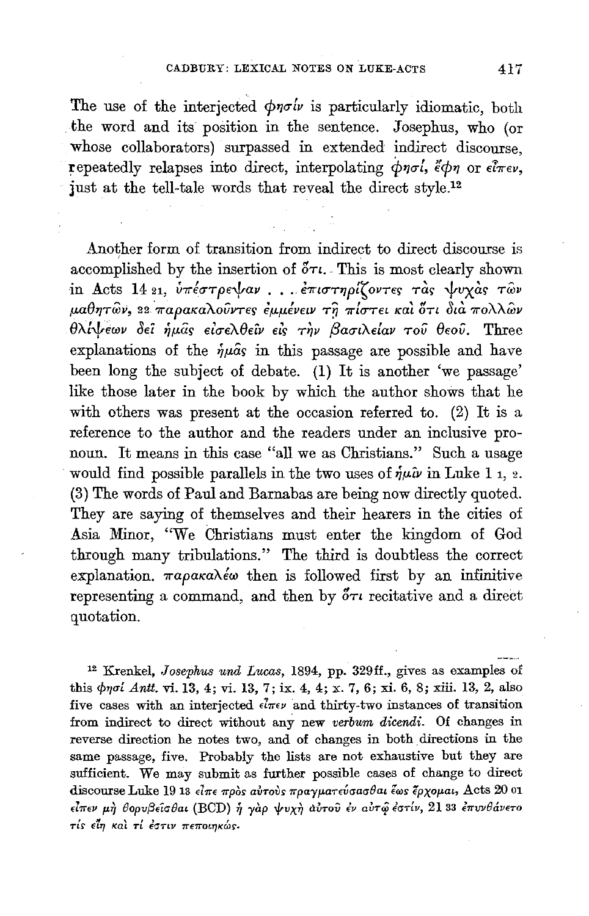The use of the interjected φησίν is particularly idiomatic, both the word and its position in the sentence. Josephus, who (or whose collaborators) surpassed in extended indirect discourse, repeatedly relapses into direct, interpolating φησί, ἔφη or εἶπεν, just at the tell-tale words that reveal the direct style.[12]

Another form of transition from indirect to direct discourse is accomplished by the insertion of ὅτι. This is most clearly shown in Acts 14 21, ὑπέστρεψαν . . . ἐπιστηρίζοντες τὰς ψυχὰς τῶν μαθητῶν, 22 παρακαλοῦντες ἐμμένειν τῇ πίστει καὶ ὅτι διὰ πολλῶν θλίψεων δεῖ ἡμᾶς εἰσελθεῖν εἰς τὴν βασιλείαν τοῦ θεοῦ. Three explanations of the ἡμᾶς in this passage are possible and have been long the subject of debate. (1) It is another 'we passage' like those later in the book by which the author shows that he with others was present at the occasion referred to. (2) It is a reference to the author and the readers under an inclusive pronoun. It means in this case "all we as Christians." Such a usage would find possible parallels in the two uses of ἡμῖν in Luke 1 1, 2. (3) The words of Paul and Barnabas are being now directly quoted. They are saying of themselves and their hearers in the cities of Asia Minor, "We Christians must enter the kingdom of God through many tribulations." The third is doubtless the correct explanation. παρακαλέω then is followed first by an infinitive representing a command, and then by ὅτι recitative and a direct quotation.

[12] Krenkel, *Josephus und Lucas*, 1894, pp. 329ff., gives as examples of this φησί *Antt.* vi. 13, 4; vi. 13, 7; ix. 4, 4; x. 7, 6; xi. 6, 8; xiii. 13, 2, also five cases with an interjected εἶπεν and thirty-two instances of transition from indirect to direct without any new *verbum dicendi*. Of changes in reverse direction he notes two, and of changes in both directions in the same passage, five. Probably the lists are not exhaustive but they are sufficient. We may submit as further possible cases of change to direct discourse Luke 19 13 εἶπε πρὸς αὐτοὺς πραγματεύσασθαι ἕως ἔρχομαι, Acts 20 10 εἶπεν μὴ θορυβεῖσθαι (BCD) ἡ γὰρ ψυχὴ αὐτοῦ ἐν αὐτῷ ἐστίν, 21 33 ἐπυνθάνετο τίς εἴη καὶ τί ἐστιν πεποιηκώς.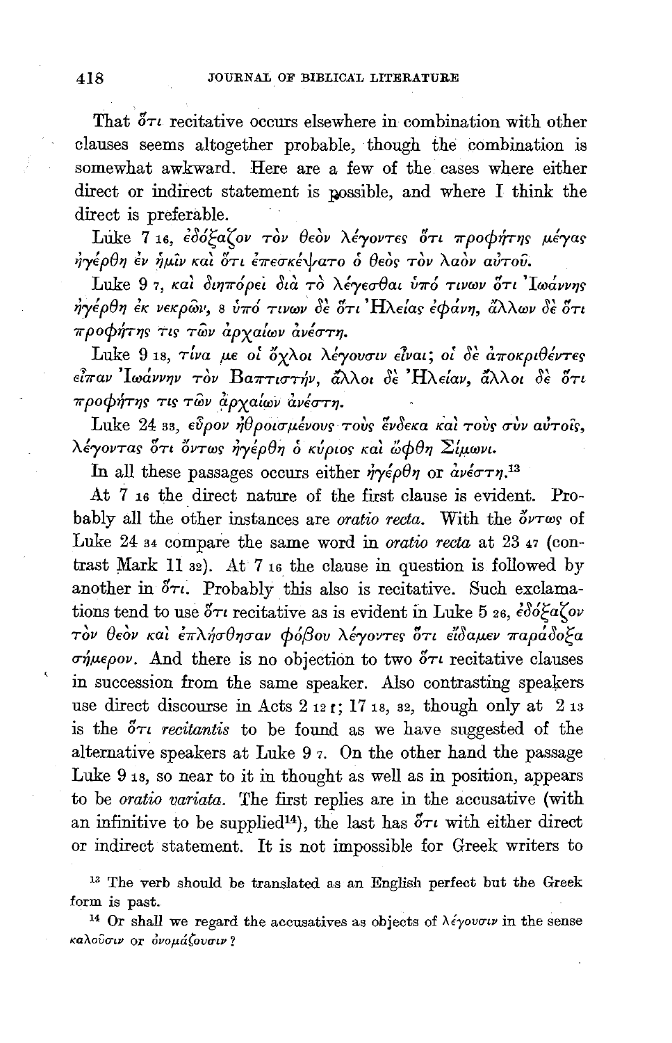That ὅτι recitative occurs elsewhere in combination with other clauses seems altogether probable, though the combination is somewhat awkward. Here are a few of the cases where either direct or indirect statement is possible, and where I think the direct is preferable.

Luke 7 16, ἐδόξαζον τὸν θεὸν λέγοντες ὅτι προφήτης μέγας ἠγέρθη ἐν ἡμῖν καὶ ὅτι ἐπεσκέψατο ὁ θεὸς τὸν λαὸν αὐτοῦ.

Luke 9 7, καὶ διηπόρει διὰ τὸ λέγεσθαι ὑπό τινων ὅτι Ἰωάννης ἠγέρθη ἐκ νεκρῶν, 8 ὑπό τινων δὲ ὅτι Ἠλείας ἐφάνη, ἄλλων δὲ ὅτι προφήτης τις τῶν ἀρχαίων ἀνέστη.

Luke 9 18, τίνα με οἱ ὄχλοι λέγουσιν εἶναι; οἱ δὲ ἀποκριθέντες εἶπαν Ἰωάννην τὸν Βαπτιστήν, ἄλλοι δὲ Ἠλείαν, ἄλλοι δὲ ὅτι προφήτης τις τῶν ἀρχαίων ἀνέστη.

Luke 24 33, εὗρον ἠθροισμένους τοὺς ἕνδεκα καὶ τοὺς σὺν αὐτοῖς, λέγοντας ὅτι ὄντως ἠγέρθη ὁ κύριος καὶ ὤφθη Σίμωνι.

In all these passages occurs either ἠγέρθη or ἀνέστη.[13]

At 7 16 the direct nature of the first clause is evident. Probably all the other instances are *oratio recta*. With the ὄντως of Luke 24 34 compare the same word in *oratio recta* at 23 47 (contrast Mark 11 32). At 7 16 the clause in question is followed by another in ὅτι. Probably this also is recitative. Such exclamations tend to use ὅτι recitative as is evident in Luke 5 26, ἐδόξαζον τὸν θεὸν καὶ ἐπλήσθησαν φόβου λέγοντες ὅτι εἴδαμεν παράδοξα σήμερον. And there is no objection to two ὅτι recitative clauses in succession from the same speaker. Also contrasting speakers use direct discourse in Acts 2 12 f; 17 18, 32, though only at 2 13 is the ὅτι *recitantis* to be found as we have suggested of the alternative speakers at Luke 9 7. On the other hand the passage Luke 9 18, so near to it in thought as well as in position, appears to be *oratio variata*. The first replies are in the accusative (with an infinitive to be supplied[14]), the last has ὅτι with either direct or indirect statement. It is not impossible for Greek writers to

[13] The verb should be translated as an English perfect but the Greek form is past.

[14] Or shall we regard the accusatives as objects of λέγουσιν in the sense καλοῦσιν or ὀνομάζουσιν?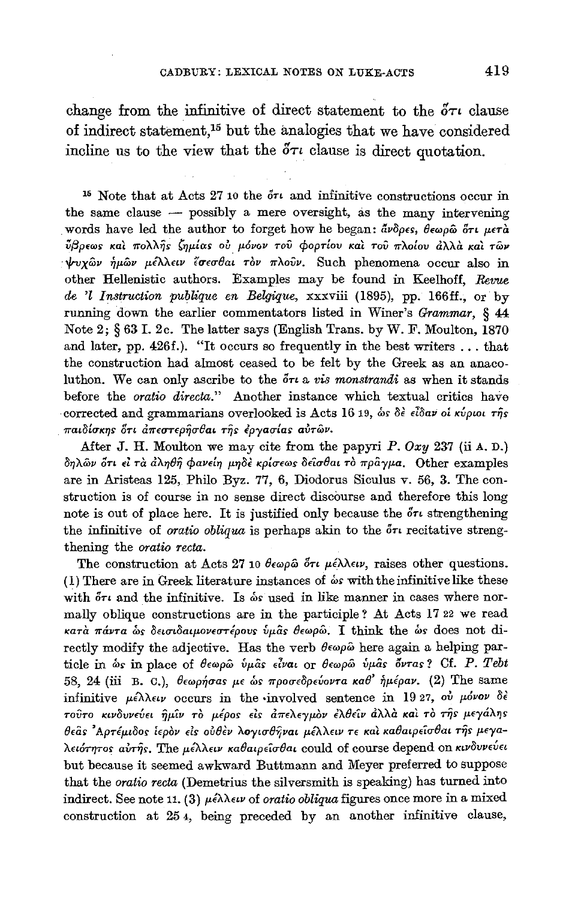change from the infinitive of direct statement to the ὅτι clause of indirect statement,[15] but the analogies that we have considered incline us to the view that the ὅτι clause is direct quotation.

[15] Note that at Acts 27 10 the ὅτι and infinitive constructions occur in the same clause — possibly a mere oversight, as the many intervening words have led the author to forget how he began: ἄνδρες, θεωρῶ ὅτι μετὰ ὕβρεως καὶ πολλῆς ζημίας οὐ μόνον τοῦ φορτίου καὶ τοῦ πλοίου ἀλλὰ καὶ τῶν ψυχῶν ἡμῶν μέλλειν ἔσεσθαι τὸν πλοῦν. Such phenomena occur also in other Hellenistic authors. Examples may be found in Keelhoff, *Revue de 'l Instruction publique en Belgique*, xxxviii (1895), pp. 166ff., or by running down the earlier commentators listed in Winer's *Grammar*, § 44 Note 2; § 63 I. 2c. The latter says (English Trans. by W. F. Moulton, 1870 and later, pp. 426f.). "It occurs so frequently in the best writers ... that the construction had almost ceased to be felt by the Greek as an anacoluthon. We can only ascribe to the ὅτι a *vis monstrandi* as when it stands before the *oratio directa*." Another instance which textual critics have corrected and grammarians overlooked is Acts 16 19, ὡς δὲ εἶδαν οἱ κύριοι τῆς παιδίσκης ὅτι ἀπεστερῆσθαι τῆς ἐργασίας αὐτῶν.

After J. H. Moulton we may cite from the papyri *P. Oxy* 237 (ii A. D.) δηλῶν ὅτι εἰ τὰ ἀληθῆ φανείη μηδὲ κρίσεως δεῖσθαι τὸ πρᾶγμα. Other examples are in Aristeas 125, Philo Byz. 77, 6, Diodorus Siculus v. 56, 3. The construction is of course in no sense direct discourse and therefore this long note is out of place here. It is justified only because the ὅτι strengthening the infinitive of *oratio obliqua* is perhaps akin to the ὅτι recitative strengthening the *oratio recta*.

The construction at Acts 27 10 θεωρῶ ὅτι μέλλειν, raises other questions. (1) There are in Greek literature instances of ὡς with the infinitive like these with ὅτι and the infinitive. Is ὡς used in like manner in cases where normally oblique constructions are in the participle? At Acts 17 22 we read κατὰ πάντα ὡς δεισιδαιμονεστέρους ὑμᾶς θεωρῶ. I think the ὡς does not directly modify the adjective. Has the verb θεωρῶ here again a helping particle in ὡς in place of θεωρῶ ὑμᾶς εἶναι or θεωρῶ ὑμᾶς ὄντας? Cf. *P. Tebt* 58, 24 (iii B. C.), θεωρήσας με ὡς προσεδρεύοντα καθ' ἡμέραν. (2) The same infinitive μέλλειν occurs in the involved sentence in 19 27, οὐ μόνον δὲ τοῦτο κινδυνεύει ἡμῖν τὸ μέρος εἰς ἀπελεγμὸν ἐλθεῖν ἀλλὰ καὶ τὸ τῆς μεγάλης θεᾶς Ἀρτέμιδος ἱερὸν εἰς οὐθὲν λογισθῆναι μέλλειν τε καὶ καθαιρεῖσθαι τῆς μεγαλειότητος αὐτῆς. The μέλλειν καθαιρεῖσθαι could of course depend on κινδυνεύει but because it seemed awkward Buttmann and Meyer preferred to suppose that the *oratio recta* (Demetrius the silversmith is speaking) has turned into indirect. See note 11. (3) μέλλειν of *oratio obliqua* figures once more in a mixed construction at 25 4, being preceded by an another infinitive clause,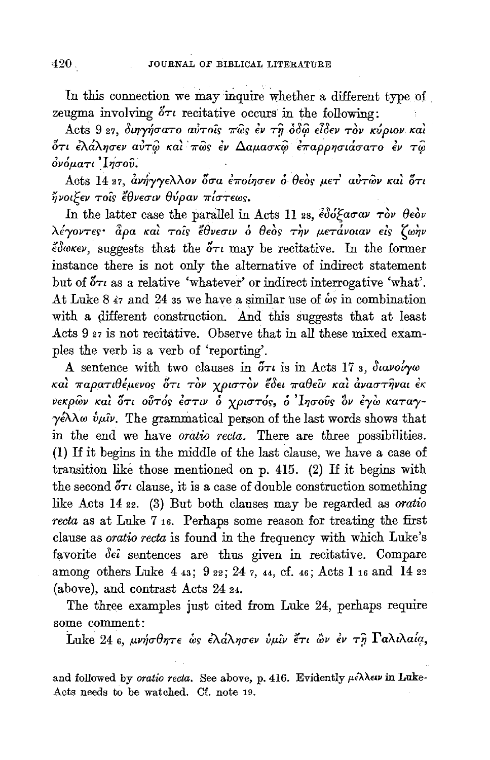In this connection we may inquire whether a different type of zeugma involving ὅτι recitative occurs in the following:

Acts 9 27, διηγήσατο αὐτοῖς πῶς ἐν τῇ ὁδῷ εἶδεν τὸν κύριον καὶ ὅτι ἐλάλησεν αὐτῷ καὶ πῶς ἐν Δαμασκῷ ἐπαρρησιάσατο ἐν τῷ ὀνόματι Ἰησοῦ.

Acts 14 27, ἀνήγγελλον ὅσα ἐποίησεν ὁ θεὸς μετ' αὐτῶν καὶ ὅτι ἤνοιξεν τοῖς ἔθνεσιν θύραν πίστεως.

In the latter case the parallel in Acts 11 18, ἐδόξασαν τὸν θεὸν λέγοντες· ἆρα καὶ τοῖς ἔθνεσιν ὁ θεὸς τὴν μετάνοιαν εἰς ζωὴν ἔδωκεν, suggests that the ὅτι may be recitative. In the former instance there is not only the alternative of indirect statement but of ὅτι as a relative 'whatever' or indirect interrogative 'what'. At Luke 8 47 and 24 35 we have a similar use of ὡς in combination with a different construction. And this suggests that at least Acts 9 27 is not recitative. Observe that in all these mixed examples the verb is a verb of 'reporting'.

A sentence with two clauses in ὅτι is in Acts 17 3, διανοίγω καὶ παρατιθέμενος ὅτι τὸν χριστὸν ἔδει παθεῖν καὶ ἀναστῆναι ἐκ νεκρῶν καὶ ὅτι οὗτός ἐστιν ὁ χριστός, ὁ Ἰησοῦς ὃν ἐγὼ καταγγέλλω ὑμῖν. The grammatical person of the last words shows that in the end we have *oratio recta*. There are three possibilities. (1) If it begins in the middle of the last clause, we have a case of transition like those mentioned on p. 415. (2) If it begins with the second ὅτι clause, it is a case of double construction something like Acts 14 22. (3) But both clauses may be regarded as *oratio recta* as at Luke 7 16. Perhaps some reason for treating the first clause as *oratio recta* is found in the frequency with which Luke's favorite δεῖ sentences are thus given in recitative. Compare among others Luke 4 43; 9 22; 24 7, 44, cf. 46; Acts 1 16 and 14 22 (above), and contrast Acts 24 24.

The three examples just cited from Luke 24, perhaps require some comment:

Luke 24 6, μνήσθητε ὡς ἐλάλησεν ὑμῖν ἔτι ὢν ἐν τῇ Γαλιλαίᾳ,

and followed by *oratio recta*. See above, p. 416. Evidently μέλλειν in Luke-Acts needs to be watched. Cf. note 19.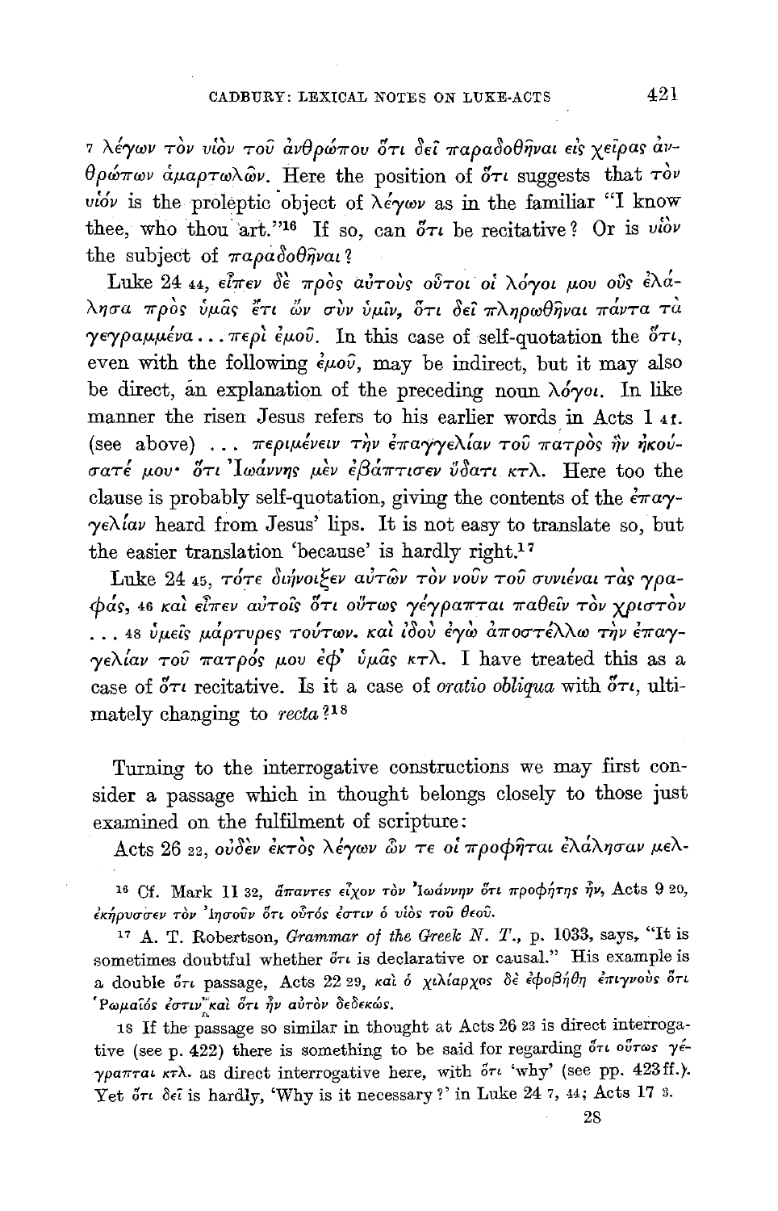7 λέγων τὸν υἱὸν τοῦ ἀνθρώπου ὅτι δεῖ παραδοθῆναι εἰς χεῖρας ἀνθρώπων ἁμαρτωλῶν. Here the position of ὅτι suggests that τὸν υἱόν is the proleptic object of λέγων as in the familiar "I know thee, who thou art."[16] If so, can ὅτι be recitative? Or is υἱὸν the subject of παραδοθῆναι?

Luke 24 44, εἶπεν δὲ πρὸς αὐτοὺς οὗτοι οἱ λόγοι μου οὓς ἐλάλησα πρὸς ὑμᾶς ἔτι ὢν σὺν ὑμῖν, ὅτι δεῖ πληρωθῆναι πάντα τὰ γεγραμμένα . . . περὶ ἐμοῦ. In this case of self-quotation the ὅτι, even with the following ἐμοῦ, may be indirect, but it may also be direct, an explanation of the preceding noun λόγοι. In like manner the risen Jesus refers to his earlier words in Acts 1 4 f. (see above) . . . περιμένειν τὴν ἐπαγγελίαν τοῦ πατρὸς ἣν ἠκούσατέ μου· ὅτι Ἰωάννης μὲν ἐβάπτισεν ὕδατι κτλ. Here too the clause is probably self-quotation, giving the contents of the ἐπαγγελίαν heard from Jesus' lips. It is not easy to translate so, but the easier translation 'because' is hardly right.[17]

Luke 24 45, τότε διήνοιξεν αὐτῶν τὸν νοῦν τοῦ συνιέναι τὰς γραφάς, 46 καὶ εἶπεν αὐτοῖς ὅτι οὕτως γέγραπται παθεῖν τὸν χριστὸν . . . 48 ὑμεῖς μάρτυρες τούτων. καὶ ἰδοὺ ἐγὼ ἀποστέλλω τὴν ἐπαγγελίαν τοῦ πατρός μου ἐφ' ὑμᾶς κτλ. I have treated this as a case of ὅτι recitative. Is it a case of *oratio obliqua* with ὅτι, ultimately changing to *recta*?[18]

Turning to the interrogative constructions we may first consider a passage which in thought belongs closely to those just examined on the fulfilment of scripture:

Acts 26 22, οὐδὲν ἐκτὸς λέγων ὧν τε οἱ προφῆται ἐλάλησαν μελ-

---

[16] Cf. Mark 11 32, ἅπαντες εἶχον τὸν Ἰωάννην ὅτι προφήτης ἦν, Acts 9 20, ἐκήρυσσεν τὸν Ἰησοῦν ὅτι οὗτός ἐστιν ὁ υἱὸς τοῦ θεοῦ.

[17] A. T. Robertson, *Grammar of the Greek N. T.*, p. 1033, says, "It is sometimes doubtful whether ὅτι is declarative or causal." His example is a double ὅτι passage, Acts 22 29, καὶ ὁ χιλίαρχος δὲ ἐφοβήθη ἐπιγνοὺς ὅτι Ῥωμαῖός ἐστιν καὶ ὅτι ἦν αὐτὸν δεδεκώς.

[18] If the passage so similar in thought at Acts 26 23 is direct interrogative (see p. 422) there is something to be said for regarding ὅτι οὕτως γέγραπται κτλ. as direct interrogative here, with ὅτι 'why' (see pp. 423 ff.). Yet ὅτι δεῖ is hardly, 'Why is it necessary?' in Luke 24 7, 44; Acts 17 3.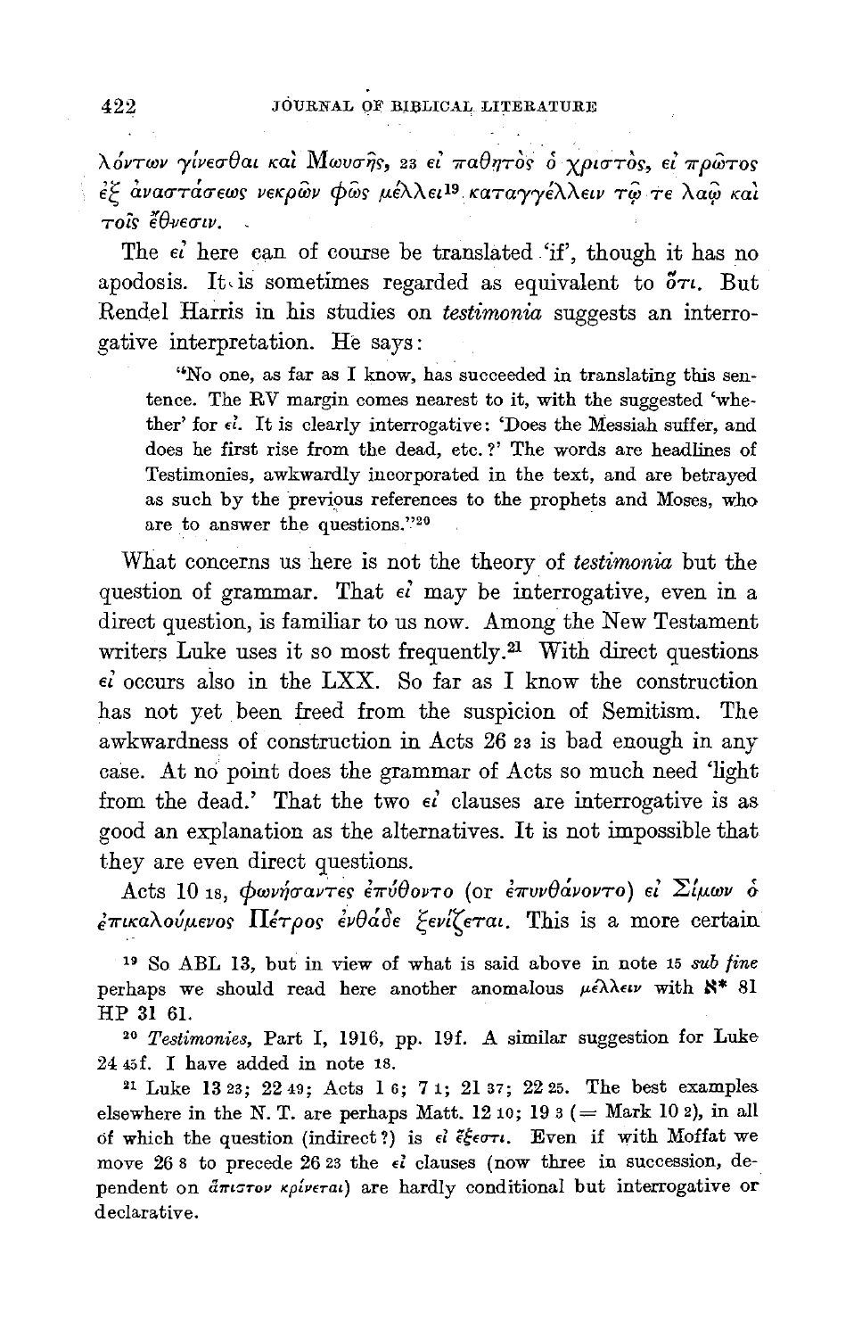λόντων γίνεσθαι καὶ Μωυσῆς, 23 εἰ παθητὸς ὁ χριστός, εἰ πρῶτος ἐξ ἀναστάσεως νεκρῶν φῶς μέλλει[19] καταγγέλλειν τῷ τε λαῷ καὶ τοῖς ἔθνεσιν.

The εἰ here can of course be translated 'if', though it has no apodosis. It is sometimes regarded as equivalent to ὅτι. But Rendel Harris in his studies on *testimonia* suggests an interrogative interpretation. He says:

> "No one, as far as I know, has succeeded in translating this sentence. The RV margin comes nearest to it, with the suggested 'whether' for εἰ. It is clearly interrogative: 'Does the Messiah suffer, and does he first rise from the dead, etc.?' The words are headlines of Testimonies, awkwardly incorporated in the text, and are betrayed as such by the previous references to the prophets and Moses, who are to answer the questions."[20]

What concerns us here is not the theory of *testimonia* but the question of grammar. That εἰ may be interrogative, even in a direct question, is familiar to us now. Among the New Testament writers Luke uses it so most frequently.[21] With direct questions εἰ occurs also in the LXX. So far as I know the construction has not yet been freed from the suspicion of Semitism. The awkwardness of construction in Acts 26 23 is bad enough in any case. At no point does the grammar of Acts so much need 'light from the dead.' That the two εἰ clauses are interrogative is as good an explanation as the alternatives. It is not impossible that they are even direct questions.

Acts 10 18, φωνήσαντες ἐπύθοντο (or ἐπυνθάνοντο) εἰ Σίμων ὁ ἐπικαλούμενος Πέτρος ἐνθάδε ξενίζεται. This is a more certain

[19] So ABL 13, but in view of what is said above in note 15 *sub fine* perhaps we should read here another anomalous μέλλειν with ℵ* 81 HP 31 61.

[20] *Testimonies*, Part I, 1916, pp. 19f. A similar suggestion for Luke 24 45f. I have added in note 18.

[21] Luke 13 23; 22 49; Acts 1 6; 7 1; 21 37; 22 25. The best examples elsewhere in the N. T. are perhaps Matt. 12 10; 19 3 (= Mark 10 2), in all of which the question (indirect?) is εἰ ἔξεστι. Even if with Moffat we move 26 8 to precede 26 23 the εἰ clauses (now three in succession, dependent on ἄπιστον κρίνεται) are hardly conditional but interrogative or declarative.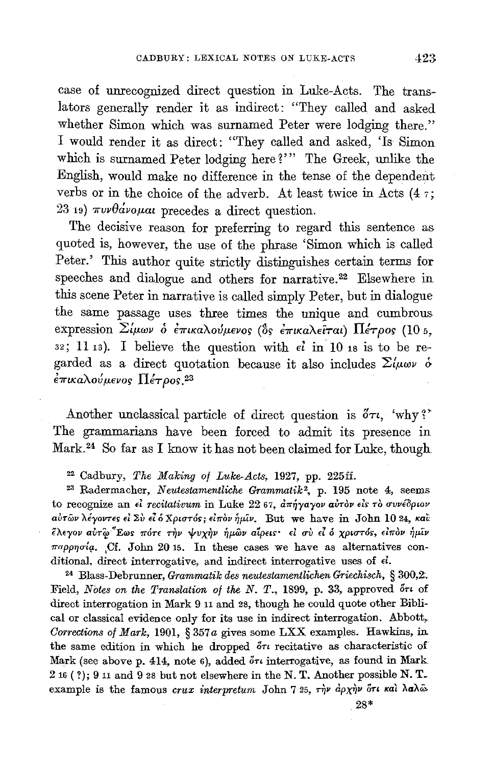case of unrecognized direct question in Luke-Acts. The translators generally render it as indirect: "They called and asked whether Simon which was surnamed Peter were lodging there." I would render it as direct: "They called and asked, 'Is Simon which is surnamed Peter lodging here?'" The Greek, unlike the English, would make no difference in the tense of the dependent verbs or in the choice of the adverb. At least twice in Acts (4 7; 23 19) πυνθάνομαι precedes a direct question.

The decisive reason for preferring to regard this sentence as quoted is, however, the use of the phrase 'Simon which is called Peter.' This author quite strictly distinguishes certain terms for speeches and dialogue and others for narrative.[22] Elsewhere in this scene Peter in narrative is called simply Peter, but in dialogue the same passage uses three times the unique and cumbrous expression Σίμων ὁ ἐπικαλούμενος (ὃς ἐπικαλεῖται) Πέτρος (10 5, 32; 11 13). I believe the question with εἰ in 10 18 is to be regarded as a direct quotation because it also includes Σίμων ὁ ἐπικαλούμενος Πέτρος.[23]

Another unclassical particle of direct question is ὅτι, 'why?' The grammarians have been forced to admit its presence in Mark.[24] So far as I know it has not been claimed for Luke, though

[22] Cadbury, *The Making of Luke-Acts*, 1927, pp. 225ff.

[23] Radermacher, *Neutestamentliche Grammatik*², p. 195 note 4, seems to recognize an εἰ *recitativum* in Luke 22 67, ἀπήγαγον αὐτὸν εἰς τὸ συνέδριον αὐτῶν λέγοντες εἰ Σὺ εἶ ὁ Χριστός; εἰπὸν ἡμῖν. But we have in John 10 24, καὶ ἔλεγον αὐτῷ Ἕως πότε τὴν ψυχὴν ἡμῶν αἴρεις· εἰ σὺ εἶ ὁ χριστός, εἰπὸν ἡμῖν παρρησίᾳ. Cf. John 20 15. In these cases we have as alternatives conditional, direct interrogative, and indirect interrogative uses of εἰ.

[24] Blass-Debrunner, *Grammatik des neutestamentlichen Griechisch*, § 300,2. Field, *Notes on the Translation of the N. T.*, 1899, p. 33, approved ὅτι of direct interrogation in Mark 9 11 and 28, though he could quote other Biblical or classical evidence only for its use in indirect interrogation. Abbott, *Corrections of Mark*, 1901, § 357*a* gives some LXX examples. Hawkins, in the same edition in which he dropped ὅτι recitative as characteristic of Mark (see above p. 414, note 6), added ὅτι interrogative, as found in Mark 2 16 (?); 9 11 and 9 28 but not elsewhere in the N. T. Another possible N. T. example is the famous *crux interpretum* John 7 25, τὴν ἀρχὴν ὅτι καὶ λαλῶ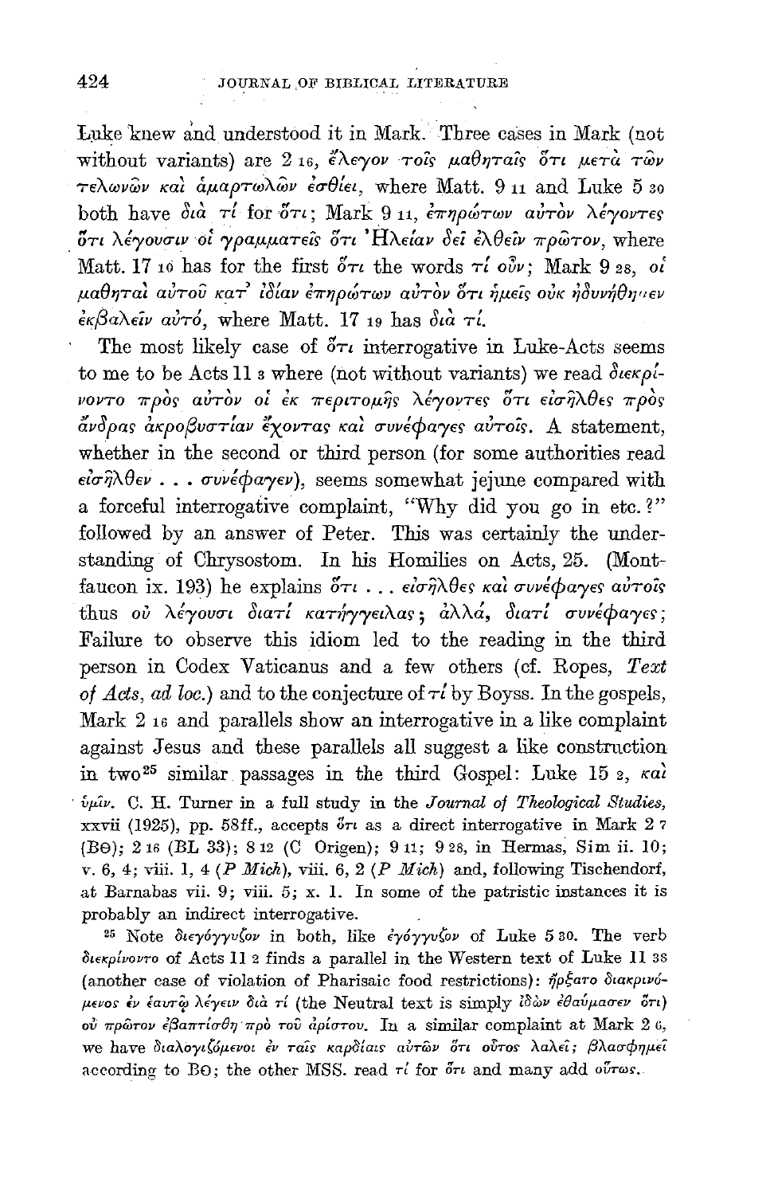Luke knew and understood it in Mark. Three cases in Mark (not without variants) are 2 16, ἔλεγον τοῖς μαθηταῖς ὅτι μετὰ τῶν τελωνῶν καὶ ἁμαρτωλῶν ἐσθίει, where Matt. 9 11 and Luke 5 30 both have διὰ τί for ὅτι; Mark 9 11, ἐπηρώτων αὐτὸν λέγοντες ὅτι λέγουσιν οἱ γραμματεῖς ὅτι Ἠλείαν δεῖ ἐλθεῖν πρῶτον, where Matt. 17 10 has for the first ὅτι the words τί οὖν; Mark 9 28, οἱ μαθηταὶ αὐτοῦ κατ' ἰδίαν ἐπηρώτων αὐτὸν ὅτι ἡμεῖς οὐκ ἠδυνήθημεν ἐκβαλεῖν αὐτό, where Matt. 17 19 has διὰ τί.

The most likely case of ὅτι interrogative in Luke-Acts seems to me to be Acts 11 3 where (not without variants) we read διεκρίνοντο πρὸς αὐτὸν οἱ ἐκ περιτομῆς λέγοντες ὅτι εἰσῆλθες πρὸς ἄνδρας ἀκροβυστίαν ἔχοντας καὶ συνέφαγες αὐτοῖς. A statement, whether in the second or third person (for some authorities read εἰσῆλθεν . . . συνέφαγεν), seems somewhat jejune compared with a forceful interrogative complaint, "Why did you go in etc.?" followed by an answer of Peter. This was certainly the understanding of Chrysostom. In his Homilies on Acts, 25. (Montfaucon ix. 193) he explains ὅτι . . . εἰσῆλθες καὶ συνέφαγες αὐτοῖς thus οὐ λέγουσι διατί κατήγγειλας; ἀλλά, διατί συνέφαγες; Failure to observe this idiom led to the reading in the third person in Codex Vaticanus and a few others (cf. Ropes, *Text of Acts, ad loc.*) and to the conjecture of τί by Boyss. In the gospels, Mark 2 16 and parallels show an interrogative in a like complaint against Jesus and these parallels all suggest a like construction in two[25] similar passages in the third Gospel: Luke 15 2, καὶ

ὑμῖν. C. H. Turner in a full study in the *Journal of Theological Studies*, xxvii (1925), pp. 58ff., accepts ὅτι as a direct interrogative in Mark 2 7 (BΘ); 2 16 (BL 33); 8 12 (C Origen); 9 11; 9 28, in Hermas, Sim ii. 10; v. 6, 4; viii. 1, 4 (*P Mich*), viii. 6, 2 (*P Mich*) and, following Tischendorf, at Barnabas vii. 9; viii. 5; x. 1. In some of the patristic instances it is probably an indirect interrogative.

[25] Note διεγόγγυζον in both, like ἐγόγγυζον of Luke 5 30. The verb διεκρίνοντο of Acts 11 2 finds a parallel in the Western text of Luke 11 38 (another case of violation of Pharisaic food restrictions): ἤρξατο διακρινόμενος ἐν ἑαυτῷ λέγειν διὰ τί (the Neutral text is simply ἰδὼν ἐθαύμασεν ὅτι) οὐ πρῶτον ἐβαπτίσθη πρὸ τοῦ ἀρίστου. In a similar complaint at Mark 2 6, we have διαλογιζόμενοι ἐν ταῖς καρδίαις αὐτῶν ὅτι οὗτος λαλεῖ; βλασφημεῖ according to BΘ; the other MSS. read τί for ὅτι and many add οὕτως.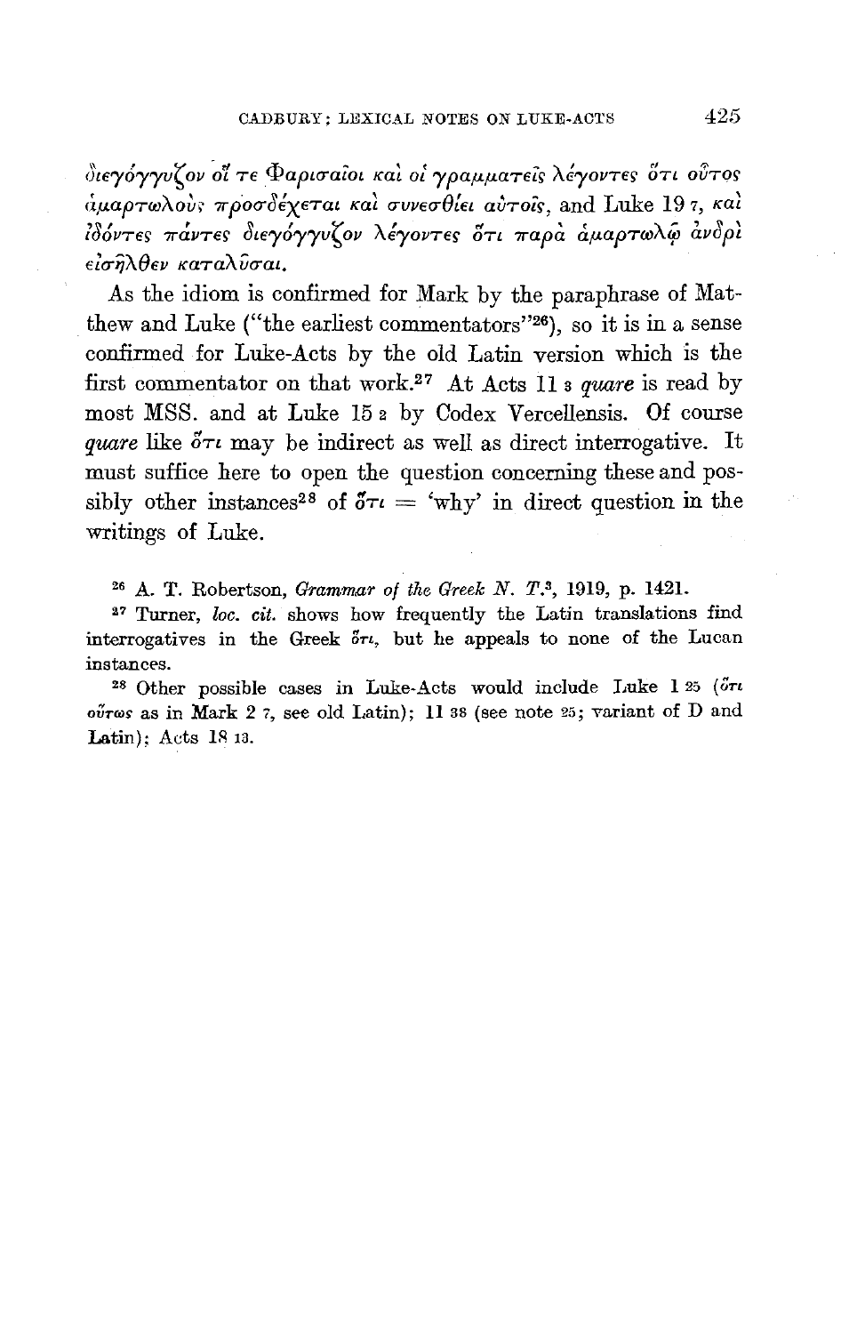διεγόγγυζον οἵ τε Φαρισαῖοι καὶ οἱ γραμματεῖς λέγοντες ὅτι οὗτος ἁμαρτωλοὺς προσδέχεται καὶ συνεσθίει αὐτοῖς, and Luke 19 7, καὶ ἰδόντες πάντες διεγόγγυζον λέγοντες ὅτι παρὰ ἁμαρτωλῷ ἀνδρὶ εἰσῆλθεν καταλῦσαι.

As the idiom is confirmed for Mark by the paraphrase of Matthew and Luke ("the earliest commentators"[26]), so it is in a sense confirmed for Luke-Acts by the old Latin version which is the first commentator on that work.[27] At Acts 11 3 *quare* is read by most MSS. and at Luke 15 2 by Codex Vercellensis. Of course *quare* like ὅτι may be indirect as well as direct interrogative. It must suffice here to open the question concerning these and possibly other instances[28] of ὅτι = 'why' in direct question in the writings of Luke.

[26] A. T. Robertson, *Grammar of the Greek N. T.*[3], 1919, p. 1421.

[27] Turner, *loc. cit.* shows how frequently the Latin translations find interrogatives in the Greek ὅτι, but he appeals to none of the Lucan instances.

[28] Other possible cases in Luke-Acts would include Luke 1 25 (ὅτι οὕτως as in Mark 2 7, see old Latin); 11 38 (see note 25; variant of D and Latin); Acts 18 13.